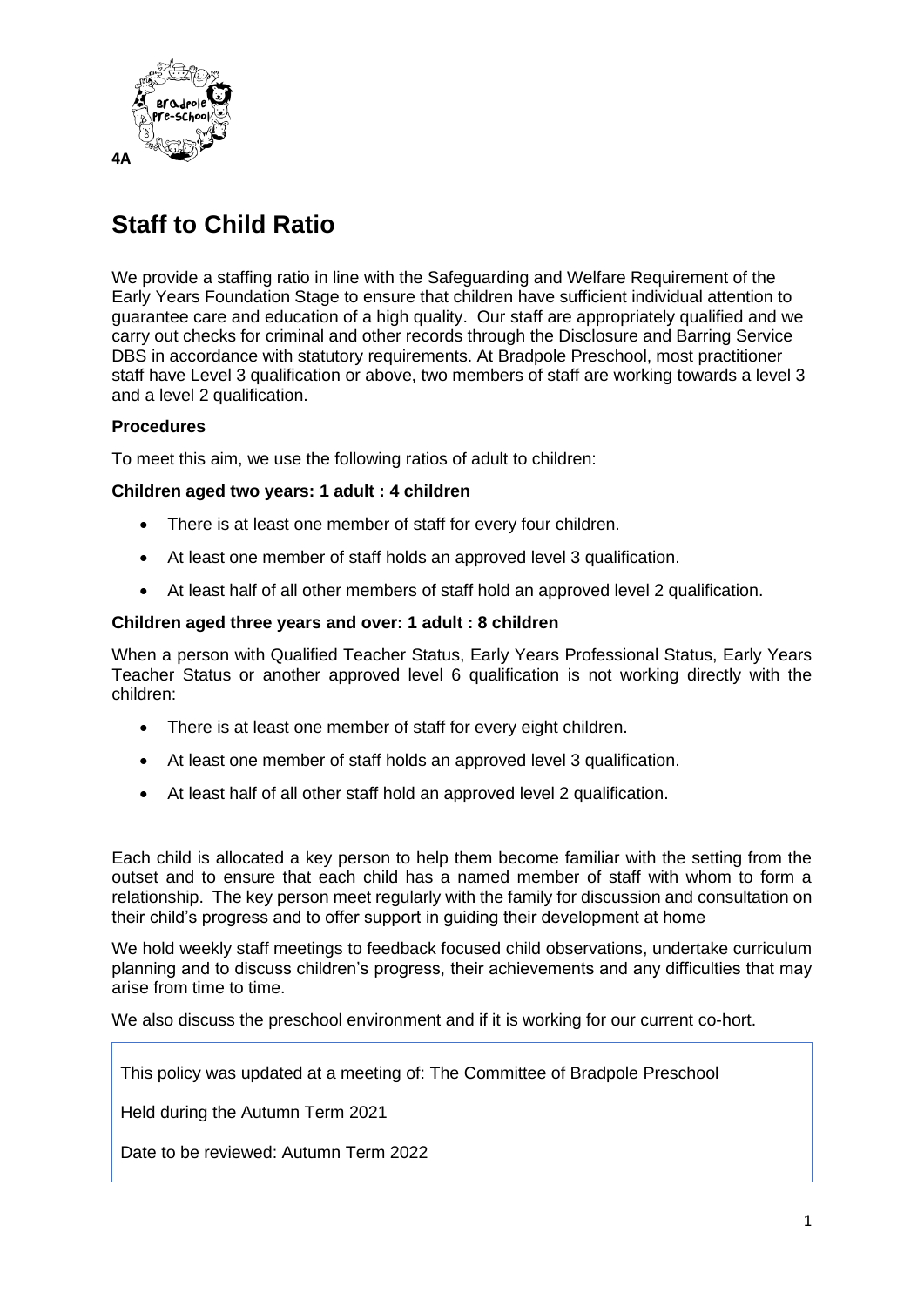4A

# Staff to Child Ratio

We provide a staffing ratio in line with the Safeguarding and Welfare Requirement of the Early Years Foundation Stage to ensure that children have sufficient individual attention to guarantee care and education of a high quality. Our staff are appropriately qualified and we carry out checks for criminal and other records through the Disclosure and Barring Service DBS in accordance with statutory requirements. At Bradpole Preschool, most practitioner staff have Level 3 qualification or above, two members of staff are working towards a level 3 and a level 2 qualification.

### Procedures

To meet this aim, we use the following ratios of adult to children:

**Children aged two years: 1 adult : 4 children**

- There is at least one member of staff for every four children.
- At least one member of staff holds an approved level 3 qualification.
- At least half of all other members of staff hold an approved level 2 qualification.

**Children aged three years and over: 1 adult : 8 children**

When a person with Qualified Teacher Status, Early Years Professional Status, Early Years Teacher Status or another approved level 6 qualification is not working directly with the children:

- There is at least one member of staff for every eight children.
- At least one member of staff holds an approved level 3 qualification.
- At least half of all other staff hold an approved level 2 qualification.

Each child is allocated a key person to help them become familiar with the setting from the outset and to ensure that each child has a named member of staff with whom to form a relationship. The key person meet regularly with the family for discussion and consultation on their child's progress and to offer support in guiding their development at home

We hold weekly staff meetings to feedback focused child observations, undertake curriculum planning and to discuss children's progress, their achievements and any difficulties that may arise from time to time.

We also discuss the preschool environment and if it is working for our current co-hort.

This policy was updated at a meeting of: The Committee of Bradpole Preschool

Held during the Autumn Term 2021

Date to be reviewed: Autumn Term 2022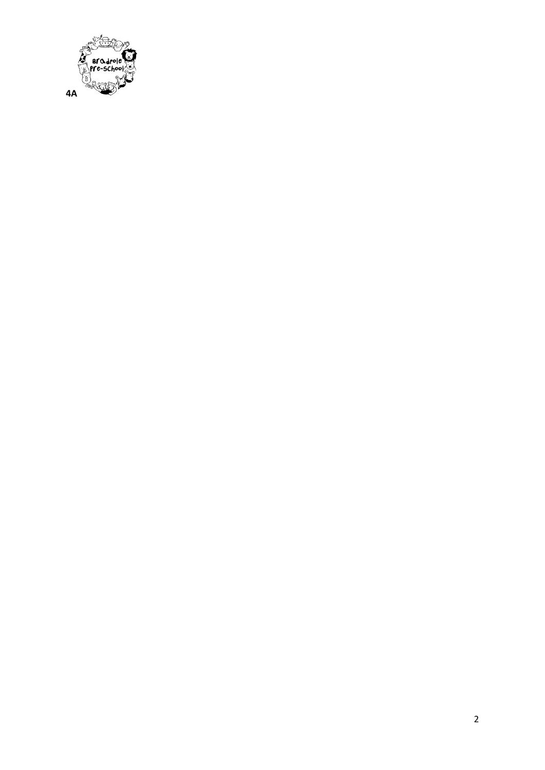**4A**